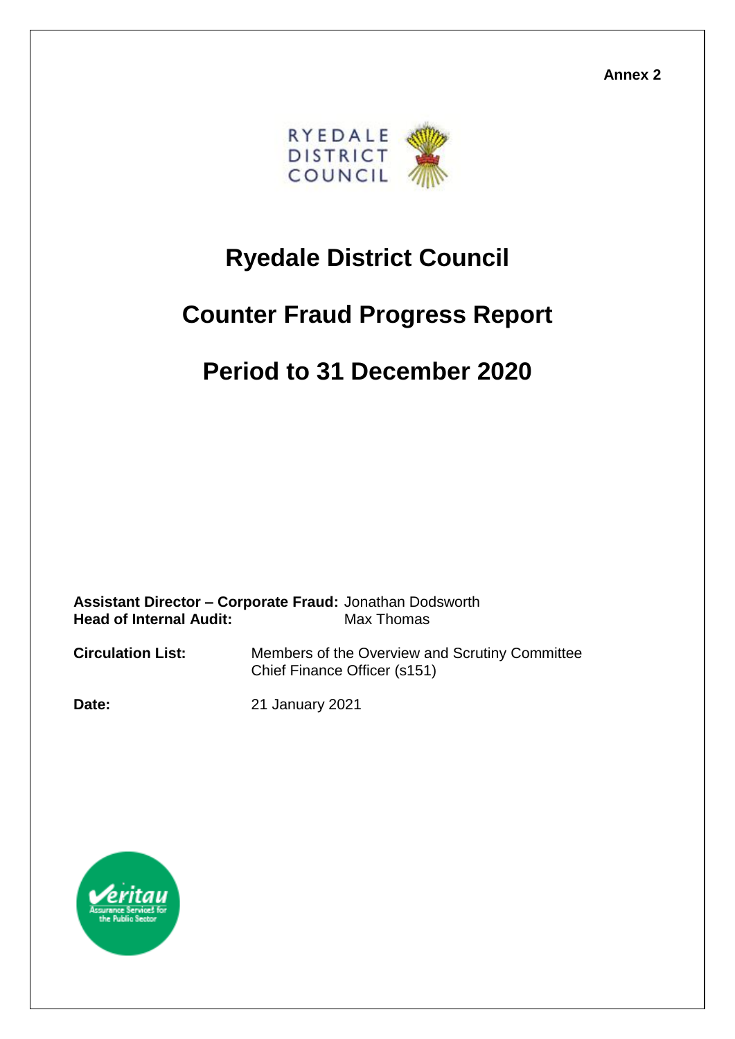**Annex 2**

# Ryedale District Council

# Counter Fraud Progress Report

# Period to 31 December 2020

**Assistant Director – Corporate Fraud:** Jonathan Dodsworth
**Head of Internal Audit:** Max Thomas

**Circulation List:** Members of the Overview and Scrutiny Committee
Chief Finance Officer (s151)

**Date:** 21 January 2021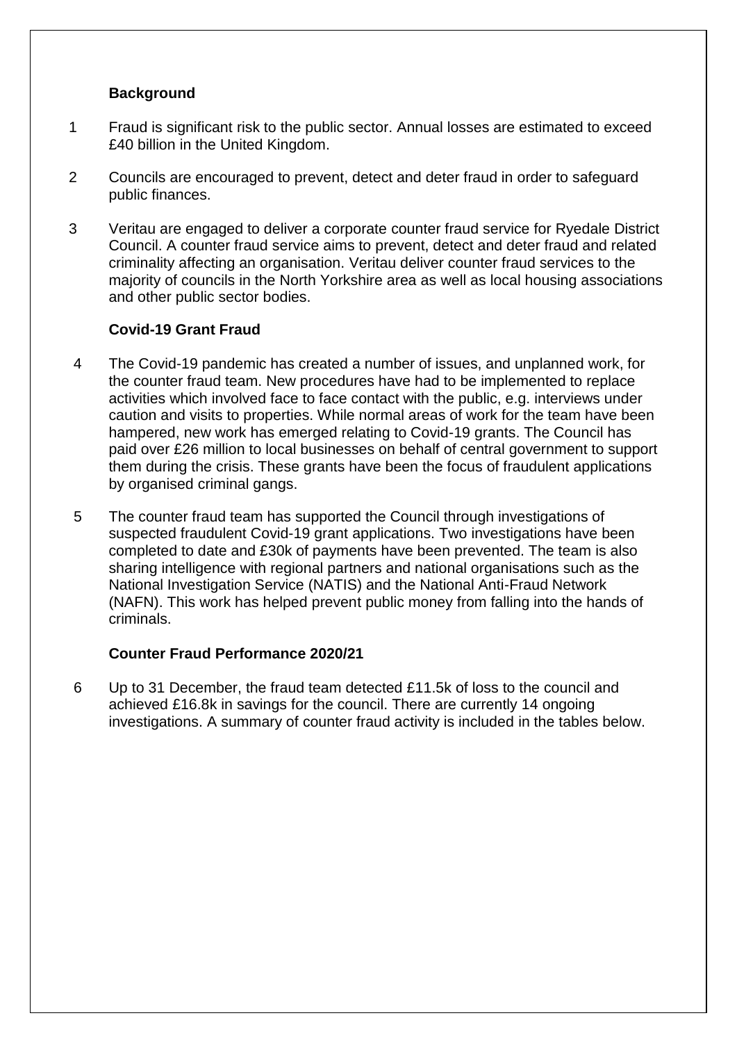**Background**

1 Fraud is significant risk to the public sector. Annual losses are estimated to exceed £40 billion in the United Kingdom.

2 Councils are encouraged to prevent, detect and deter fraud in order to safeguard public finances.

3 Veritau are engaged to deliver a corporate counter fraud service for Ryedale District Council. A counter fraud service aims to prevent, detect and deter fraud and related criminality affecting an organisation. Veritau deliver counter fraud services to the majority of councils in the North Yorkshire area as well as local housing associations and other public sector bodies.

**Covid-19 Grant Fraud**

4 The Covid-19 pandemic has created a number of issues, and unplanned work, for the counter fraud team. New procedures have had to be implemented to replace activities which involved face to face contact with the public, e.g. interviews under caution and visits to properties. While normal areas of work for the team have been hampered, new work has emerged relating to Covid-19 grants. The Council has paid over £26 million to local businesses on behalf of central government to support them during the crisis. These grants have been the focus of fraudulent applications by organised criminal gangs.

5 The counter fraud team has supported the Council through investigations of suspected fraudulent Covid-19 grant applications. Two investigations have been completed to date and £30k of payments have been prevented. The team is also sharing intelligence with regional partners and national organisations such as the National Investigation Service (NATIS) and the National Anti-Fraud Network (NAFN). This work has helped prevent public money from falling into the hands of criminals.

**Counter Fraud Performance 2020/21**

6 Up to 31 December, the fraud team detected £11.5k of loss to the council and achieved £16.8k in savings for the council. There are currently 14 ongoing investigations. A summary of counter fraud activity is included in the tables below.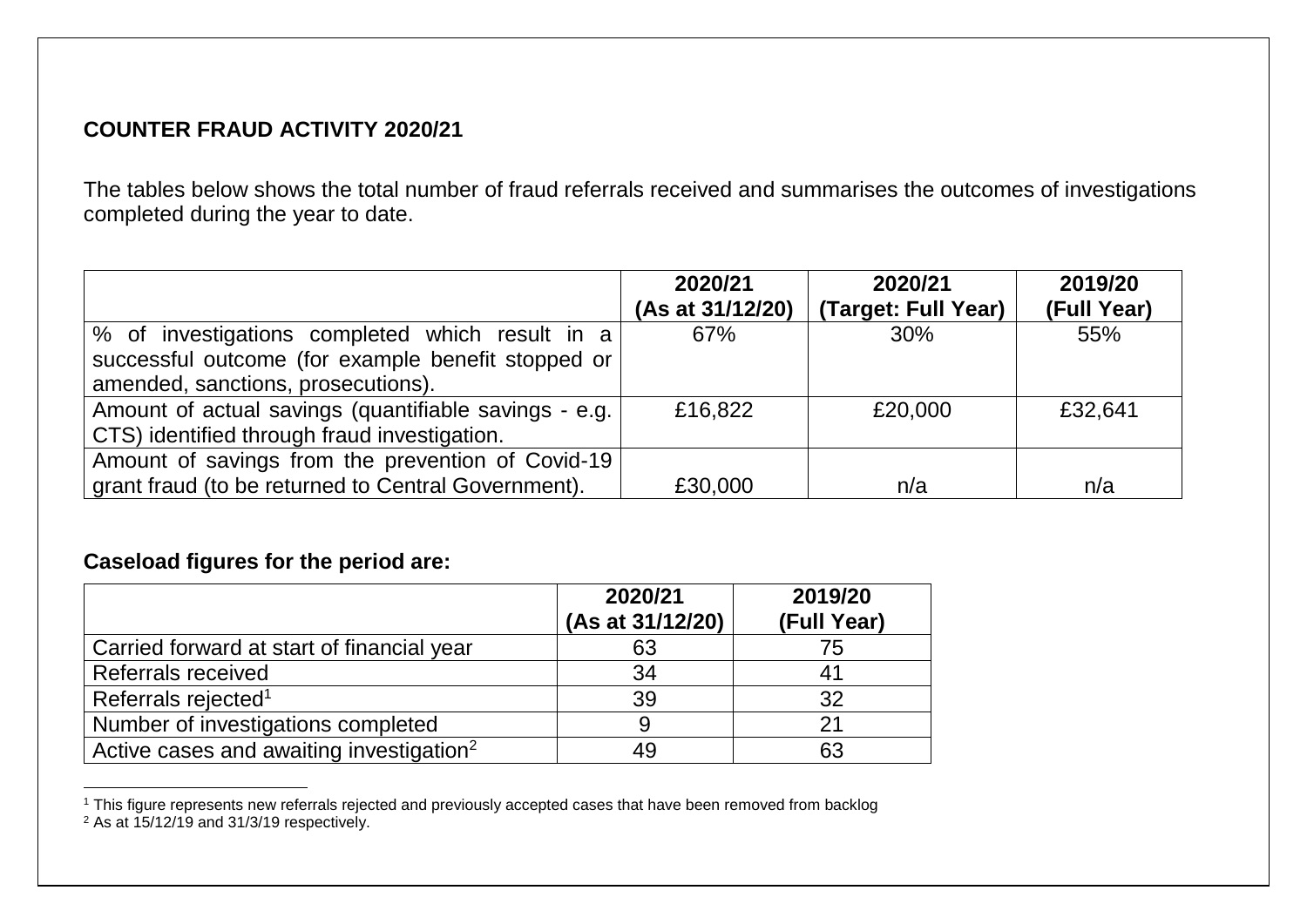**COUNTER FRAUD ACTIVITY 2020/21**

The tables below shows the total number of fraud referrals received and summarises the outcomes of investigations completed during the year to date.

| | 2020/21 (As at 31/12/20) | 2020/21 (Target: Full Year) | 2019/20 (Full Year) |
|---|---|---|---|
| % of investigations completed which result in a successful outcome (for example benefit stopped or amended, sanctions, prosecutions). | 67% | 30% | 55% |
| Amount of actual savings (quantifiable savings - e.g. CTS) identified through fraud investigation. | £16,822 | £20,000 | £32,641 |
| Amount of savings from the prevention of Covid-19 grant fraud (to be returned to Central Government). | £30,000 | n/a | n/a |

**Caseload figures for the period are:**

| | 2020/21 (As at 31/12/20) | 2019/20 (Full Year) |
|---|---|---|
| Carried forward at start of financial year | 63 | 75 |
| Referrals received | 34 | 41 |
| Referrals rejected[1] | 39 | 32 |
| Number of investigations completed | 9 | 21 |
| Active cases and awaiting investigation[2] | 49 | 63 |

[1] This figure represents new referrals rejected and previously accepted cases that have been removed from backlog

[2] As at 15/12/19 and 31/3/19 respectively.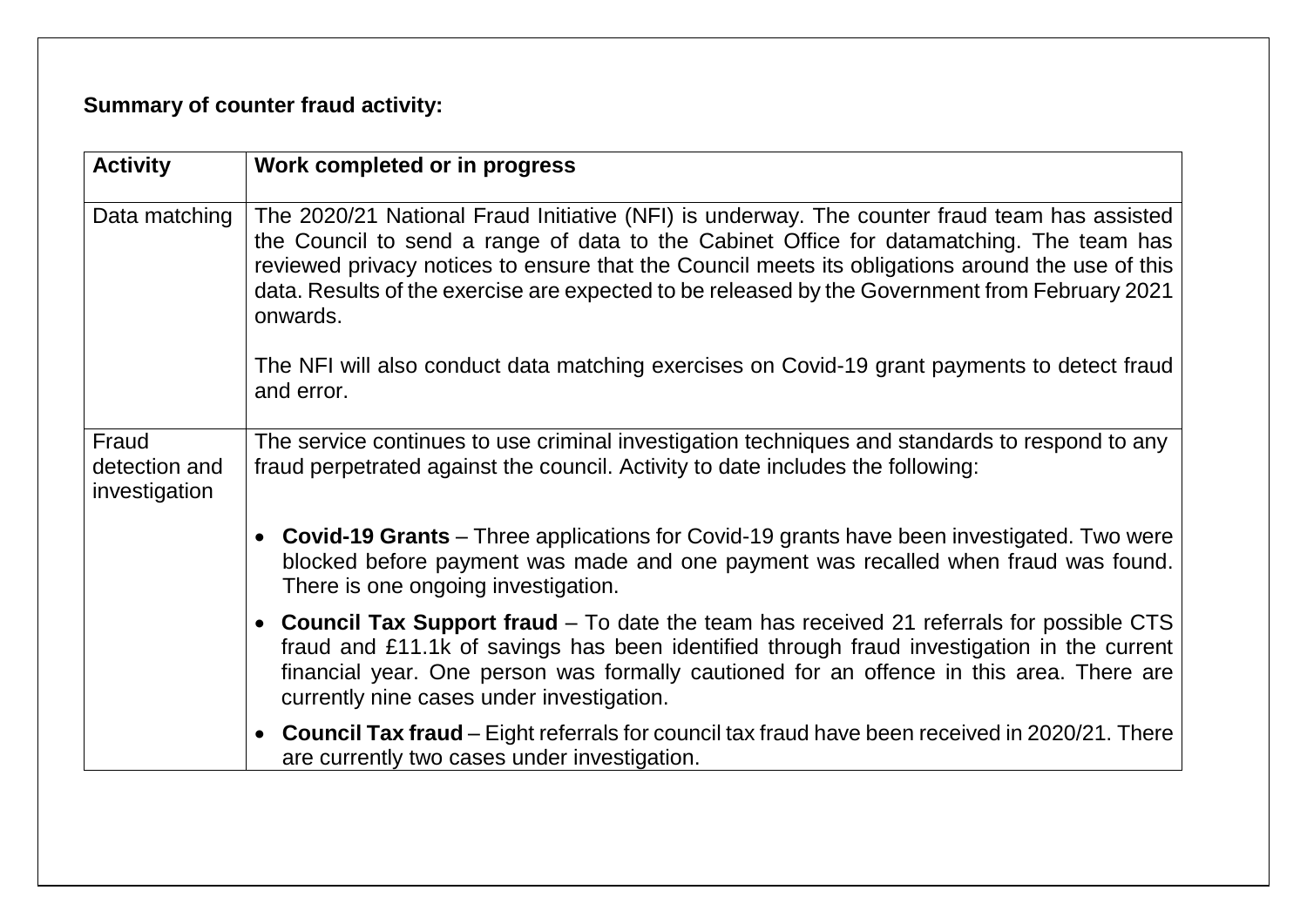**Summary of counter fraud activity:**

| Activity | Work completed or in progress |
|---|---|
| Data matching | The 2020/21 National Fraud Initiative (NFI) is underway. The counter fraud team has assisted the Council to send a range of data to the Cabinet Office for datamatching. The team has reviewed privacy notices to ensure that the Council meets its obligations around the use of this data. Results of the exercise are expected to be released by the Government from February 2021 onwards.<br><br>The NFI will also conduct data matching exercises on Covid-19 grant payments to detect fraud and error. |
| Fraud detection and investigation | The service continues to use criminal investigation techniques and standards to respond to any fraud perpetrated against the council. Activity to date includes the following:<br><br>• **Covid-19 Grants** – Three applications for Covid-19 grants have been investigated. Two were blocked before payment was made and one payment was recalled when fraud was found. There is one ongoing investigation.<br>• **Council Tax Support fraud** – To date the team has received 21 referrals for possible CTS fraud and £11.1k of savings has been identified through fraud investigation in the current financial year. One person was formally cautioned for an offence in this area. There are currently nine cases under investigation.<br>• **Council Tax fraud** – Eight referrals for council tax fraud have been received in 2020/21. There are currently two cases under investigation. |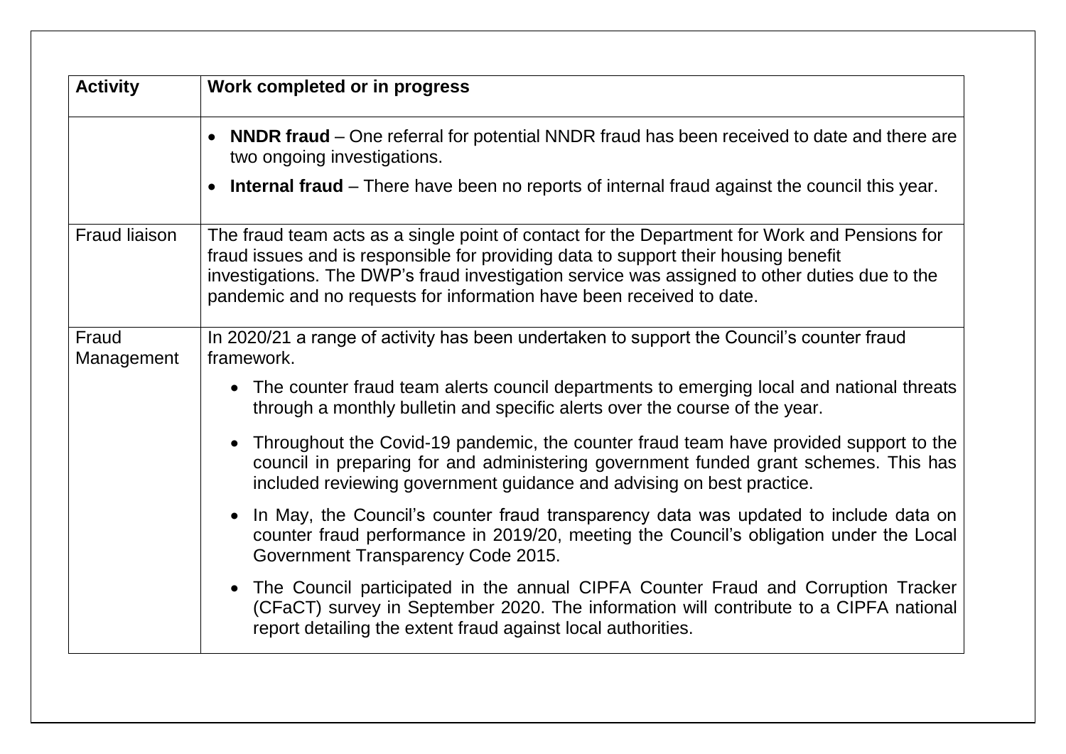| Activity | Work completed or in progress |
|---|---|
| | • **NNDR fraud** – One referral for potential NNDR fraud has been received to date and there are two ongoing investigations.<br>• **Internal fraud** – There have been no reports of internal fraud against the council this year. |
| Fraud liaison | The fraud team acts as a single point of contact for the Department for Work and Pensions for fraud issues and is responsible for providing data to support their housing benefit investigations. The DWP's fraud investigation service was assigned to other duties due to the pandemic and no requests for information have been received to date. |
| Fraud Management | In 2020/21 a range of activity has been undertaken to support the Council's counter fraud framework.<br>• The counter fraud team alerts council departments to emerging local and national threats through a monthly bulletin and specific alerts over the course of the year.<br>• Throughout the Covid-19 pandemic, the counter fraud team have provided support to the council in preparing for and administering government funded grant schemes. This has included reviewing government guidance and advising on best practice.<br>• In May, the Council's counter fraud transparency data was updated to include data on counter fraud performance in 2019/20, meeting the Council's obligation under the Local Government Transparency Code 2015.<br>• The Council participated in the annual CIPFA Counter Fraud and Corruption Tracker (CFaCT) survey in September 2020. The information will contribute to a CIPFA national report detailing the extent fraud against local authorities. |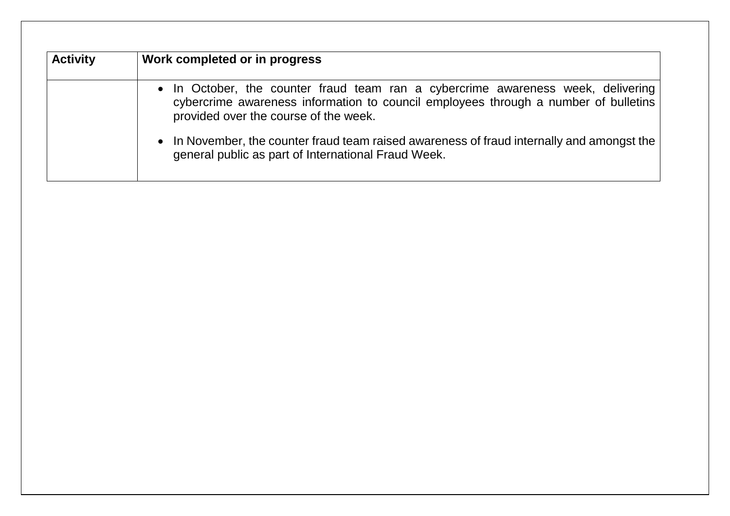| Activity | Work completed or in progress |
| --- | --- |
| | • In October, the counter fraud team ran a cybercrime awareness week, delivering cybercrime awareness information to council employees through a number of bulletins provided over the course of the week.<br><br>• In November, the counter fraud team raised awareness of fraud internally and amongst the general public as part of International Fraud Week. |